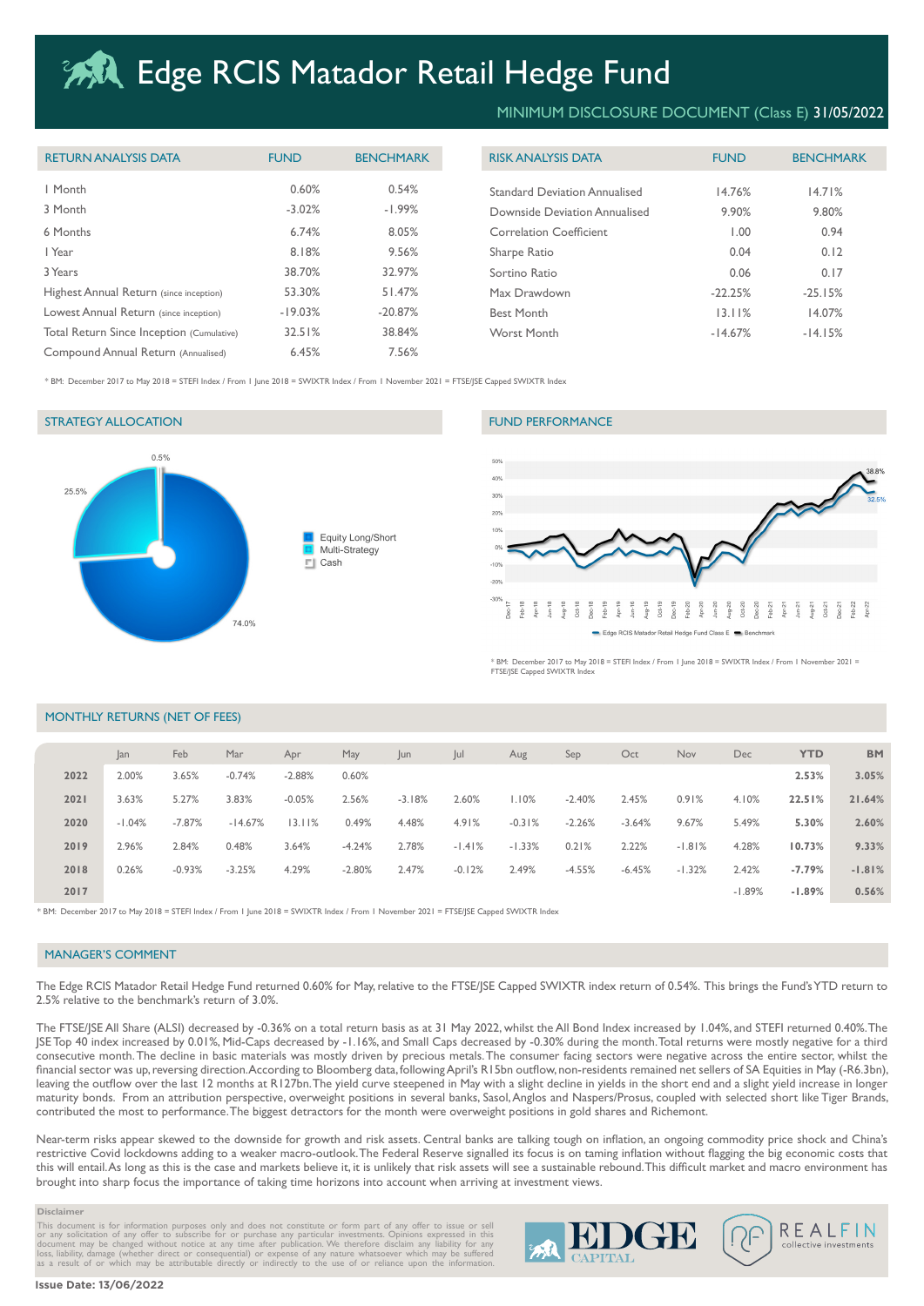# Edge RCIS Matador Retail Hedge Fund

MINIMUM DISCLOSURE DOCUMENT (Class E) **31/05/2022**

| RETURN ANALYSIS DATA | FUND | BENCHMARK |
|---|---|---|
| 1 Month | 0.60% | 0.54% |
| 3 Month | -3.02% | -1.99% |
| 6 Months | 6.74% | 8.05% |
| 1 Year | 8.18% | 9.56% |
| 3 Years | 38.70% | 32.97% |
| Highest Annual Return (since inception) | 53.30% | 51.47% |
| Lowest Annual Return (since inception) | -19.03% | -20.87% |
| Total Return Since Inception (Cumulative) | 32.51% | 38.84% |
| Compound Annual Return (Annualised) | 6.45% | 7.56% |

| RISK ANALYSIS DATA | FUND | BENCHMARK |
|---|---|---|
| Standard Deviation Annualised | 14.76% | 14.71% |
| Downside Deviation Annualised | 9.90% | 9.80% |
| Correlation Coefficient | 1.00 | 0.94 |
| Sharpe Ratio | 0.04 | 0.12 |
| Sortino Ratio | 0.06 | 0.17 |
| Max Drawdown | -22.25% | -25.15% |
| Best Month | 13.11% | 14.07% |
| Worst Month | -14.67% | -14.15% |

* BM: December 2017 to May 2018 = STEFI Index / From 1 June 2018 = SWIXTR Index / From 1 November 2021 = FTSE/JSE Capped SWIXTR Index

## STRATEGY ALLOCATION

- Equity Long/Short: 74.0%
- Multi-Strategy: 25.5%
- Cash: 0.5%

## FUND PERFORMANCE

Edge RCIS Matador Retail Hedge Fund Class E: 32.5% — Benchmark: 38.8%

* BM: December 2017 to May 2018 = STEFI Index / From 1 June 2018 = SWIXTR Index / From 1 November 2021 = FTSE/JSE Capped SWIXTR Index

## MONTHLY RETURNS (NET OF FEES)

| | Jan | Feb | Mar | Apr | May | Jun | Jul | Aug | Sep | Oct | Nov | Dec | YTD | BM |
|---|---|---|---|---|---|---|---|---|---|---|---|---|---|---|
| **2022** | 2.00% | 3.65% | -0.74% | -2.88% | 0.60% | | | | | | | | **2.53%** | **3.05%** |
| **2021** | 3.63% | 5.27% | 3.83% | -0.05% | 2.56% | -3.18% | 2.60% | 1.10% | -2.40% | 2.45% | 0.91% | 4.10% | **22.51%** | **21.64%** |
| **2020** | -1.04% | -7.87% | -14.67% | 13.11% | 0.49% | 4.48% | 4.91% | -0.31% | -2.26% | -3.64% | 9.67% | 5.49% | **5.30%** | **2.60%** |
| **2019** | 2.96% | 2.84% | 0.48% | 3.64% | -4.24% | 2.78% | -1.41% | -1.33% | 0.21% | 2.22% | -1.81% | 4.28% | **10.73%** | **9.33%** |
| **2018** | 0.26% | -0.93% | -3.25% | 4.29% | -2.80% | 2.47% | -0.12% | 2.49% | -4.55% | -6.45% | -1.32% | 2.42% | **-7.79%** | **-1.81%** |
| **2017** | | | | | | | | | | | | -1.89% | **-1.89%** | **0.56%** |

* BM: December 2017 to May 2018 = STEFI Index / From 1 June 2018 = SWIXTR Index / From 1 November 2021 = FTSE/JSE Capped SWIXTR Index

## MANAGER'S COMMENT

The Edge RCIS Matador Retail Hedge Fund returned 0.60% for May, relative to the FTSE/JSE Capped SWIXTR index return of 0.54%. This brings the Fund's YTD return to 2.5% relative to the benchmark's return of 3.0%.

The FTSE/JSE All Share (ALSI) decreased by -0.36% on a total return basis as at 31 May 2022, whilst the All Bond Index increased by 1.04%, and STEFI returned 0.40%. The JSE Top 40 index increased by 0.01%, Mid-Caps decreased by -1.16%, and Small Caps decreased by -0.30% during the month. Total returns were mostly negative for a third consecutive month. The decline in basic materials was mostly driven by precious metals. The consumer facing sectors were negative across the entire sector, whilst the financial sector was up, reversing direction. According to Bloomberg data, following April's R15bn outflow, non-residents remained net sellers of SA Equities in May (-R6.3bn), leaving the outflow over the last 12 months at R127bn. The yield curve steepened in May with a slight decline in yields in the short end and a slight yield increase in longer maturity bonds. From an attribution perspective, overweight positions in several banks, Sasol, Anglos and Naspers/Prosus, coupled with selected short like Tiger Brands, contributed the most to performance. The biggest detractors for the month were overweight positions in gold shares and Richemont.

Near-term risks appear skewed to the downside for growth and risk assets. Central banks are talking tough on inflation, an ongoing commodity price shock and China's restrictive Covid lockdowns adding to a weaker macro-outlook. The Federal Reserve signalled its focus is on taming inflation without flagging the big economic costs that this will entail. As long as this is the case and markets believe it, it is unlikely that risk assets will see a sustainable rebound. This difficult market and macro environment has brought into sharp focus the importance of taking time horizons into account when arriving at investment views.

**Disclaimer**

This document is for information purposes only and does not constitute or form part of any offer to issue or sell or any solicitation of any offer to subscribe for or purchase any particular investments. Opinions expressed in this document may be changed without notice at any time after publication. We therefore disclaim any liability for any loss, liability, damage (whether direct or consequential) or expense of any nature whatsoever which may be suffered as a result of or which may be attributable directly or indirectly to the use of or reliance upon the information.

EDGE CAPITAL — REALFIN collective investments

**Issue Date: 13/06/2022**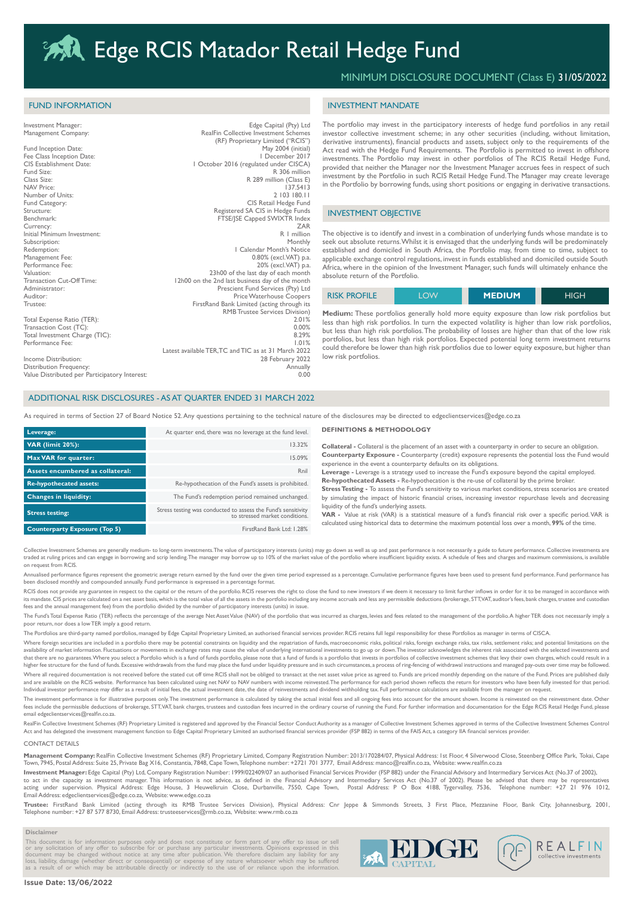# Edge RCIS Matador Retail Hedge Fund

MINIMUM DISCLOSURE DOCUMENT (Class E) 31/05/2022

## FUND INFORMATION

| | |
|---|---|
| Investment Manager: | Edge Capital (Pty) Ltd |
| Management Company: | RealFin Collective Investment Schemes (RF) Proprietary Limited ("RCIS") |
| Fund Inception Date: | May 2004 (initial) |
| Fee Class Inception Date: | 1 December 2017 |
| CIS Establishment Date: | 1 October 2016 (regulated under CISCA) |
| Fund Size: | R 306 million |
| Class Size: | R 289 million (Class E) |
| NAV Price: | 137.5413 |
| Number of Units: | 2 103 180.11 |
| Fund Category: | CIS Retail Hedge Fund |
| Structure: | Registered SA CIS in Hedge Funds |
| Benchmark: | FTSE/JSE Capped SWIXTR Index |
| Currency: | ZAR |
| Initial Minimum Investment: | R 1 million |
| Subscription: | Monthly |
| Redemption: | 1 Calendar Month's Notice |
| Management Fee: | 0.80% (excl.VAT) p.a. |
| Performance Fee: | 20% (excl.VAT) p.a. |
| Valuation: | 23h00 of the last day of each month |
| Transaction Cut-Off Time: | 12h00 on the 2nd last business day of the month |
| Administrator: | Prescient Fund Services (Pty) Ltd |
| Auditor: | Price Waterhouse Coopers |
| Trustee: | FirstRand Bank Limited (acting through its RMB Trustee Services Division) |
| Total Expense Ratio (TER): | 2.01% |
| Transaction Cost (TC): | 0.00% |
| Total Investment Charge (TIC): | 8.29% |
| Performance Fee: | 1.01% |
| | Latest available TER,TC and TIC as at 31 March 2022 |
| Income Distribution: | 28 February 2022 |
| Distribution Frequency: | Annually |
| Value Distributed per Participatory Interest: | 0.00 |

## INVESTMENT MANDATE

The portfolio may invest in the participatory interests of hedge fund portfolios in any retail investor collective investment scheme; in any other securities (including, without limitation, derivative instruments), financial products and assets, subject only to the requirements of the Act read with the Hedge Fund Requirements. The Portfolio is permitted to invest in offshore investments. The Portfolio may invest in other portfolios of The RCIS Retail Hedge Fund, provided that neither the Manager nor the Investment Manager accrues fees in respect of such investment by the Portfolio in such RCIS Retail Hedge Fund. The Manager may create leverage in the Portfolio by borrowing funds, using short positions or engaging in derivative transactions.

## INVESTMENT OBJECTIVE

The objective is to identify and invest in a combination of underlying funds whose mandate is to seek out absolute returns. Whilst it is envisaged that the underlying funds will be predominately established and domiciled in South Africa, the Portfolio may, from time to time, subject to applicable exchange control regulations, invest in funds established and domiciled outside South Africa, where in the opinion of the Investment Manager, such funds will ultimately enhance the absolute return of the Portfolio.

| RISK PROFILE | LOW | **MEDIUM** | HIGH |
|---|---|---|---|

**Medium:** These portfolios generally hold more equity exposure than low risk portfolios but less than high risk portfolios. In turn the expected volatility is higher than low risk portfolios, but less than high risk portfolios. The probability of losses are higher than that of the low risk portfolios, but less than high risk portfolios. Expected potential long term investment returns could therefore be lower than high risk portfolios due to lower equity exposure, but higher than low risk portfolios.

## ADDITIONAL RISK DISCLOSURES - AS AT QUARTER ENDED 31 MARCH 2022

As required in terms of Section 27 of Board Notice 52. Any questions pertaining to the technical nature of the disclosures may be directed to edgeclientservices@edge.co.za

| | |
|---|---|
| **Leverage:** | At quarter end, there was no leverage at the fund level. |
| **VAR (limit 20%):** | 13.32% |
| **Max VAR for quarter:** | 15.09% |
| **Assets encumbered as collateral:** | Rnil |
| **Re-hypothecated assets:** | Re-hypothecation of the Fund's assets is prohibited. |
| **Changes in liquidity:** | The Fund's redemption period remained unchanged. |
| **Stress testing:** | Stress testing was conducted to assess the Fund's sensitivity to stressed market conditions. |
| **Counterparty Exposure (Top 5)** | FirstRand Bank Ltd: 1.28% |

### DEFINITIONS & METHODOLOGY

**Collateral -** Collateral is the placement of an asset with a counterparty in order to secure an obligation.
**Counterparty Exposure -** Counterparty (credit) exposure represents the potential loss the Fund would experience in the event a counterparty defaults on its obligations.
**Leverage -** Leverage is a strategy used to increase the Fund's exposure beyond the capital employed.
**Re-hypothecated Assets -** Re-hypothecation is the re-use of collateral by the prime broker.
**Stress Testing -** To assess the Fund's sensitivity to various market conditions, stress scenarios are created by simulating the impact of historic financial crises, increasing investor repurchase levels and decreasing liquidity of the fund's underlying assets.
**VAR -** Value at risk (VAR) is a statistical measure of a fund's financial risk over a specific period. VAR is calculated using historical data to determine the maximum potential loss over a month, **99%** of the time.

Collective Investment Schemes are generally medium- to long-term investments. The value of participatory interests (units) may go down as well as up and past performance is not necessarily a guide to future performance. Collective investments are traded at ruling prices and can engage in borrowing and scrip lending. The manager may borrow up to 10% of the market value of the portfolio where insufficient liquidity exists. A schedule of fees and charges and maximum commissions, is available on request from RCIS.

Annualised performance figures represent the geometric average return earned by the fund over the given time period expressed as a percentage. Cumulative performance figures have been used to present fund performance. Fund performance has been disclosed monthly and compounded annually. Fund performance is expressed in a percentage format.

RCIS does not provide any guarantee in respect to the capital or the return of the portfolio. RCIS reserves the right to close the fund to new investors if we deem it necessary to limit further inflows in order for it to be managed in accordance with its mandate. CIS prices are calculated on a net asset basis, which is the total value of all the assets in the portfolio including any income accruals and less any permissible deductions (brokerage, STT, VAT, auditor's fees, bank charges, trustee and custodian fees and the annual management fee) from the portfolio divided by the number of participatory interests (units) in issue.

The Fund's Total Expense Ratio (TER) reflects the percentage of the average Net Asset Value (NAV) of the portfolio that was incurred as charges, levies and fees related to the management of the portfolio. A higher TER does not necessarily imply a poor return, nor does a low TER imply a good return.

The Portfolios are third-party named portfolios, managed by Edge Capital Proprietary Limited, an authorised financial services provider. RCIS retains full legal responsibility for these Portfolios as manager in terms of CISCA.

Where foreign securities are included in a portfolio there may be potential constraints on liquidity and the repatriation of funds, macroeconomic risks, political risks, foreign exchange risks, tax risks, settlement risks; and potential limitations on the availability of market information. Fluctuations or movements in exchange rates may cause the value of underlying international investments to go up or down. The investor acknowledges the inherent risk associated with the selected investments and that there are no guarantees. Where you select a Portfolio which is a fund of funds portfolio, please note that a fund of funds is a portfolio that invests in portfolios of collective investment schemes that levy their own charges, which could result in a higher fee structure for the fund of funds. Excessive withdrawals from the fund may place the fund under liquidity pressure and in such circumstances, a process of ring-fencing of withdrawal instructions and managed pay-outs over time may be followed.

Where all required documentation is not received before the stated cut off time RCIS shall not be obliged to transact at the net asset value price as agreed to. Funds are priced monthly depending on the nature of the Fund. Prices are published daily and are available on the RCIS website. Performance has been calculated using net NAV to NAV numbers with income reinvested. The performance for each period shown reflects the return for investors who have been fully invested for that period. Individual investor performance may differ as a result of initial fees, the actual investment date, the date of reinvestments and dividend withholding tax. Full performance calculations are available from the manager on request.

The investment performance is for illustrative purposes only. The investment performance is calculated by taking the actual initial fees and all ongoing fees into account for the amount shown. Income is reinvested on the reinvestment date. Other fees include the permissible deductions of brokerage, STT, VAT, bank charges, trustees and custodian fees incurred in the ordinary course of running the Fund. For further information and documentation for the Edge RCIS Retail Hedge Fund, please email edgeclientservices@realfin.co.za.

RealFin Collective Investment Schemes (RF) Proprietary Limited is registered and approved by the Financial Sector Conduct Authority as a manager of Collective Investment Schemes approved in terms of the Collective Investment Schemes Control Act and has delegated the investment management function to Edge Capital Proprietary Limited an authorised financial services provider (FSP 882) in terms of the FAIS Act, a category IIA financial services provider.

### CONTACT DETAILS

**Management Company:** RealFin Collective Investment Schemes (RF) Proprietary Limited, Company Registration Number: 2013/170284/07, Physical Address: 1st Floor, 4 Silverwood Close, Steenberg Office Park, Tokai, Cape Town, 7945, Postal Address: Suite 25, Private Bag X16, Constantia, 7848, Cape Town, Telephone number: +2721 701 3777, Email Address: manco@realfin.co.za, Website: www.realfin.co.za

**Investment Manager:** Edge Capital (Pty) Ltd, Company Registration Number: 1999/022409/07 an authorised Financial Services Provider (FSP 882) under the Financial Advisory and Intermediary Services Act (No.37 of 2002), to act in the capacity as investment manager. This information is not advice, as defined in the Financial Advisory and Intermediary Services Act (No.37 of 2002). Please be advised that there may be representatives acting under supervision. Physical Address: Edge House, 3 Heuwelkruin Close, Durbanville, 7550, Cape Town, Postal Address: P O Box 4188, Tygervalley, 7536, Telephone number: +27 21 976 1012, Email Address: edgeclientservices@edge.co.za, Website: www.edge.co.za

**Trustee:** FirstRand Bank Limited (acting through its RMB Trustee Services Division), Physical Address: Cnr Jeppe & Simmonds Streets, 3 First Place, Mezzanine Floor, Bank City, Johannesburg, 2001, Telephone number: +27 87 577 8730, Email Address: trusteeservices@rmb.co.za, Website: www.rmb.co.za

**Disclaimer**

This document is for information purposes only and does not constitute or form part of any offer to issue or sell or any solicitation of any offer to subscribe for or purchase any particular investments. Opinions expressed in this document may be changed without notice at any time after publication. We therefore disclaim any liability for any loss, liability, damage (whether direct or consequential) or expense of any nature whatsoever which may be suffered as a result of or which may be attributable directly or indirectly to the use of or reliance upon the information.

**Issue Date: 13/06/2022**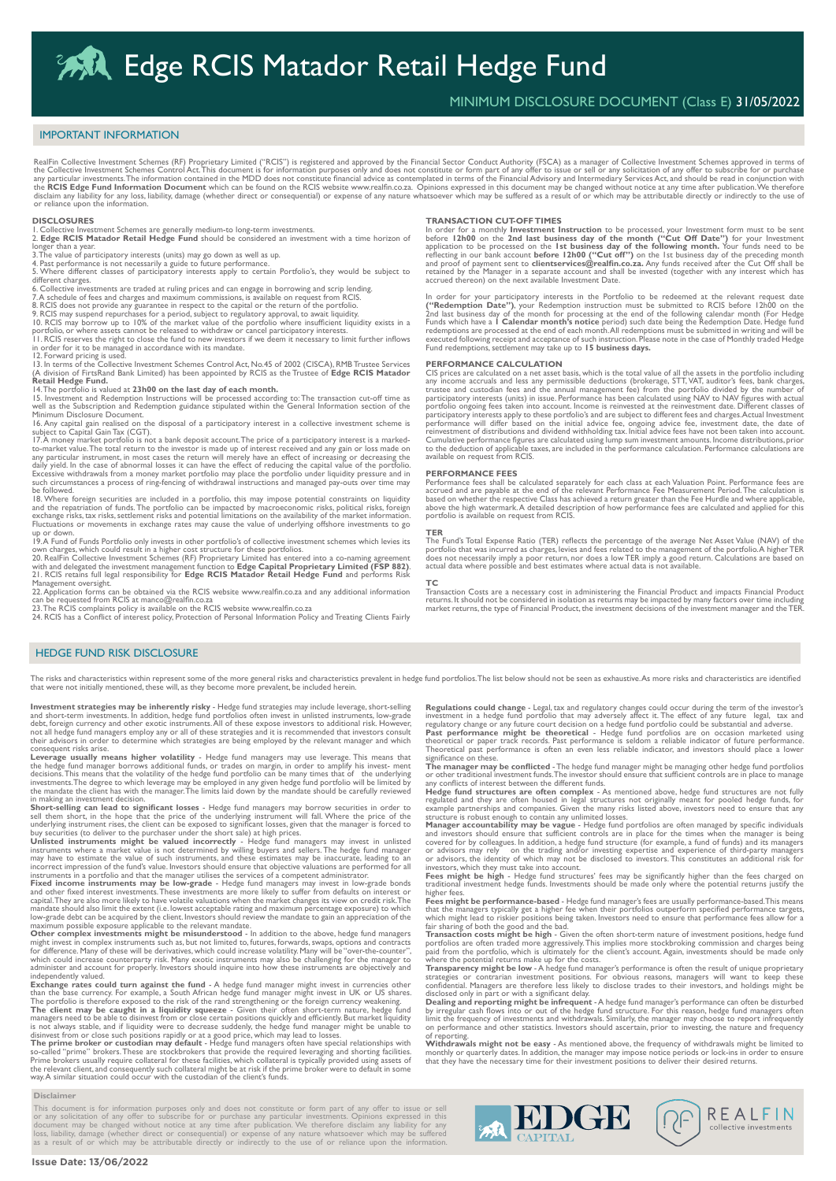# Edge RCIS Matador Retail Hedge Fund

MINIMUM DISCLOSURE DOCUMENT (Class E) 31/05/2022

## IMPORTANT INFORMATION

RealFin Collective Investment Schemes (RF) Proprietary Limited ("RCIS") is registered and approved by the Financial Sector Conduct Authority (FSCA) as a manager of Collective Investment Schemes approved in terms of the Collective Investment Schemes Control Act. This document is for information purposes only and does not constitute or form part of any offer to issue or sell or any solicitation of any offer to subscribe for or purchase any particular investments. The information contained in the MDD does not constitute financial advice as contemplated in terms of the Financial Advisory and Intermediary Services Act, and should be read in conjunction with the **RCIS Edge Fund Information Document** which can be found on the RCIS website www.realfin.co.za. Opinions expressed in this document may be changed without notice at any time after publication. We therefore disclaim any liability for any loss, liability, damage (whether direct or consequential) or expense of any nature whatsoever which may be suffered as a result of or which may be attributable directly or indirectly to the use of or reliance upon the information.

### DISCLOSURES

1. Collective Investment Schemes are generally medium-to long-term investments.
2. **Edge RCIS Matador Retail Hedge Fund** should be considered an investment with a time horizon of longer than a year.
3. The value of participatory interests (units) may go down as well as up.
4. Past performance is not necessarily a guide to future performance.
5. Where different classes of participatory interests apply to certain Portfolio's, they would be subject to different charges.
6. Collective investments are traded at ruling prices and can engage in borrowing and scrip lending.
7. A schedule of fees and charges and maximum commissions, is available on request from RCIS.
8. RCIS does not provide any guarantee in respect to the capital or the return of the portfolio.
9. RCIS may suspend repurchases for a period, subject to regulatory approval, to await liquidity.
10. RCIS may borrow up to 10% of the market value of the portfolio where insufficient liquidity exists in a portfolio, or where assets cannot be released to withdraw or cancel participatory interests.
11. RCIS reserves the right to close the fund to new investors if we deem it necessary to limit further inflows in order for it to be managed in accordance with its mandate.
12. Forward pricing is used.
13. In terms of the Collective Investment Schemes Control Act, No.45 of 2002 (CISCA), RMB Trustee Services (A division of FirstRand Bank Limited) has been appointed by RCIS as the Trustee of **Edge RCIS Matador Retail Hedge Fund.**
14. The portfolio is valued at **23h00 on the last day of each month.**
15. Investment and Redemption Instructions will be processed according to: The transaction cut-off time as well as the Subscription and Redemption guidance stipulated within the General Information section of the Minimum Disclosure Document.
16. Any capital gain realised on the disposal of a participatory interest in a collective investment scheme is subject to Capital Gain Tax (CGT).
17. A money market portfolio is not a bank deposit account. The price of a participatory interest is a marked-to-market value. The total return to the investor is made up of interest received and any gain or loss made on any particular instrument, in most cases the return will merely have an effect of increasing or decreasing the daily yield. In the case of abnormal losses it can have the effect of reducing the capital value of the portfolio. Excessive withdrawals from a money market portfolio may place the portfolio under liquidity pressure and in such circumstances a process of ring-fencing of withdrawal instructions and managed pay-outs over time may be followed.
18. Where foreign securities are included in a portfolio, this may impose potential constraints on liquidity and the repatriation of funds. The portfolio can be impacted by macroeconomic risks, political risks, foreign exchange risks, tax risks, settlement risks and potential limitations on the availability of the market information. Fluctuations or movements in exchange rates may cause the value of underlying offshore investments to go up or down.
19. A Fund of Funds Portfolio only invests in other portfolio's of collective investment schemes which levies its own charges, which could result in a higher cost structure for these portfolios.
20. RealFin Collective Investment Schemes (RF) Proprietary Limited has entered into a co-naming agreement with and delegated the investment management function to **Edge Capital Proprietary Limited (FSP 882)**.
21. RCIS retains full legal responsibility for **Edge RCIS Matador Retail Hedge Fund** and performs Risk Management oversight.
22. Application forms can be obtained via the RCIS website www.realfin.co.za and any additional information can be requested from RCIS at manco@realfin.co.za
23. The RCIS complaints policy is available on the RCIS website www.realfin.co.za
24. RCIS has a Conflict of interest policy, Protection of Personal Information Policy and Treating Clients Fairly

### TRANSACTION CUT-OFF TIMES

In order for a monthly **Investment Instruction** to be processed, your Investment form must to be sent before **12h00** on the **2nd last business day of the month ("Cut Off Date")** for your Investment application to be processed on the **1st business day of the following month.** Your funds need to be reflecting in our bank account **before 12h00 ("Cut off")** on the 1st business day of the preceding month and proof of payment sent to **clientservices@realfin.co.za.** Any funds received after the Cut Off shall be retained by the Manager in a separate account and shall be invested (together with any interest which has accrued thereon) on the next available Investment Date.

In order for your participatory interests in the Portfolio to be redeemed at the relevant request date **("Redemption Date")**, your Redemption instruction must be submitted to RCIS before 12h00 on the 2nd last business day of the month for processing at the end of the following calendar month (For Hedge Funds which have a **1 Calendar month's notice** period) such date being the Redemption Date. Hedge fund redemptions are processed at the end of each month. All redemptions must be submitted in writing and will be executed following receipt and acceptance of such instruction. Please note in the case of Monthly traded Hedge Fund redemptions, settlement may take up to **15 business days.**

### PERFORMANCE CALCULATION

CIS prices are calculated on a net asset basis, which is the total value of all the assets in the portfolio including any income accruals and less any permissible deductions (brokerage, STT, VAT, auditor's fees, bank charges, trustee and custodian fees and the annual management fee) from the portfolio divided by the number of participatory interests (units) in issue. Performance has been calculated using NAV to NAV figures with actual portfolio ongoing fees taken into account. Income is reinvested at the reinvestment date. Different classes of participatory interests apply to these portfolio's and are subject to different fees and charges. Actual Investment performance will differ based on the initial advice fee, ongoing advice fee, investment date, the date of reinvestment of distributions and dividend withholding tax. Initial advice fees have not been taken into account. Cumulative performance figures are calculated using lump sum investment amounts. Income distributions, prior to the deduction of applicable taxes, are included in the performance calculation. Performance calculations are available on request from RCIS.

### PERFORMANCE FEES

Performance fees shall be calculated separately for each class at each Valuation Point. Performance fees are accrued and are payable at the end of the relevant Performance Fee Measurement Period. The calculation is based on whether the respective Class has achieved a return greater than the Fee Hurdle and where applicable, above the high watermark. A detailed description of how performance fees are calculated and applied for this portfolio is available on request from RCIS.

### TER

The Fund's Total Expense Ratio (TER) reflects the percentage of the average Net Asset Value (NAV) of the portfolio that was incurred as charges, levies and fees related to the management of the portfolio. A higher TER does not necessarily imply a poor return, nor does a low TER imply a good return. Calculations are based on actual data where possible and best estimates where actual data is not available.

### TC

Transaction Costs are a necessary cost in administering the Financial Product and impacts Financial Product returns. It should not be considered in isolation as returns may be impacted by many factors over time including market returns, the type of Financial Product, the investment decisions of the investment manager and the TER.

## HEDGE FUND RISK DISCLOSURE

The risks and characteristics within represent some of the more general risks and characteristics prevalent in hedge fund portfolios. The list below should not be seen as exhaustive. As more risks and characteristics are identified that were not initially mentioned, these will, as they become more prevalent, be included herein.

**Investment strategies may be inherently risky** - Hedge fund strategies may include leverage, short-selling and short-term investments. In addition, hedge fund portfolios often invest in unlisted instruments, low-grade debt, foreign currency and other exotic instruments. All of these expose investors to additional risk. However, not all hedge fund managers employ any or all of these strategies and it is recommended that investors consult their advisors in order to determine which strategies are being employed by the relevant manager and which consequent risks arise.

**Leverage usually means higher volatility** - Hedge fund managers may use leverage. This means that the hedge fund manager borrows additional funds, or trades on margin, in order to amplify his invest- ment decisions. This means that the volatility of the hedge fund portfolio can be many times that of the underlying investments. The degree to which leverage may be employed in any given hedge fund portfolio will be limited by the mandate the client has with the manager. The limits laid down by the mandate should be carefully reviewed in making an investment decision.

**Short-selling can lead to significant losses** - Hedge fund managers may borrow securities in order to sell them short, in the hope that the price of the underlying instrument will fall. Where the price of the underlying instrument rises, the client can be exposed to significant losses, given that the manager is forced to buy securities (to deliver to the purchaser under the short sale) at high prices.

**Unlisted instruments might be valued incorrectly** - Hedge fund managers may invest in unlisted instruments where a market value is not determined by willing buyers and sellers. The hedge fund manager may have to estimate the value of such instruments, and these estimates may be inaccurate, leading to an incorrect impression of the fund's value. Investors should ensure that objective valuations are performed for all instruments in a portfolio and that the manager utilises the services of a competent administrator.

**Fixed income instruments may be low-grade** - Hedge fund managers may invest in low-grade bonds and other fixed interest investments. These investments are more likely to suffer from defaults on interest or capital. They are also more likely to have volatile valuations when the market changes its view on credit risk. The mandate should also limit the extent (i.e. lowest acceptable rating and maximum percentage exposure) to which low-grade debt can be acquired by the client. Investors should review the mandate to gain an appreciation of the maximum possible exposure applicable to the relevant mandate.

**Other complex investments might be misunderstood** - In addition to the above, hedge fund managers might invest in complex instruments such as, but not limited to, futures, forwards, swaps, options and contracts for difference. Many of these will be derivatives, which could increase volatility. Many will be "over-the-counter", which could increase counterparty risk. Many exotic instruments may also be challenging for the manager to administer and account for properly. Investors should inquire into how these instruments are objectively and independently valued.

**Exchange rates could turn against the fund** - A hedge fund manager might invest in currencies other than the base currency. For example, a South African hedge fund manager might invest in UK or US shares. The portfolio is therefore exposed to the risk of the rand strengthening or the foreign currency weakening.

**The client may be caught in a liquidity squeeze** - Given their often short-term nature, hedge fund managers need to be able to disinvest from or close certain positions quickly and efficiently. But market liquidity is not always stable, and if liquidity were to decrease suddenly, the hedge fund manager might be unable to disinvest from or close such positions rapidly or at a good price, which may lead to losses.

**The prime broker or custodian may default** - Hedge fund managers often have special relationships with so-called "prime" brokers. These are stockbrokers that provide the required leveraging and shorting facilities. Prime brokers usually require collateral for these facilities, which collateral is typically provided using assets of the relevant client, and consequently such collateral might be at risk if the prime broker were to default in some way. A similar situation could occur with the custodian of the client's funds.

**Regulations could change** - Legal, tax and regulatory changes could occur during the term of the investor's investment in a hedge fund portfolio that may adversely affect it. The effect of any future legal, tax and regulatory change or any future court decision on a hedge fund portfolio could be substantial and adverse.

**Past performance might be theoretical** - Hedge fund portfolios are on occasion marketed using theoretical or paper track records. Past performance is seldom a reliable indicator of future performance. Theoretical past performance is often an even less reliable indicator, and investors should place a lower significance on these.

**The manager may be conflicted** - The hedge fund manager might be managing other hedge fund portfolios or other traditional investment funds. The investor should ensure that sufficient controls are in place to manage any conflicts of interest between the different funds.

**Hedge fund structures are often complex** - As mentioned above, hedge fund structures are not fully regulated and they are often housed in legal structures not originally meant for pooled hedge funds, for example partnerships and companies. Given the many risks listed above, investors need to ensure that any structure is robust enough to contain any unlimited losses.

**Manager accountability may be vague** - Hedge fund portfolios are often managed by specific individuals and investors should ensure that sufficient controls are in place for the times when the manager is being covered for by colleagues. In addition, a hedge fund structure (for example, a fund of funds) and its managers or advisors may rely on the trading and/or investing expertise and experience of third-party managers or advisors, the identity of which may not be disclosed to investors. This constitutes an additional risk for investors, which they must take into account.

**Fees might be high** - Hedge fund structures' fees may be significantly higher than the fees charged on traditional investment hedge funds. Investments should be made only where the potential returns justify the higher fees.

**Fees might be performance-based** - Hedge fund manager's fees are usually performance-based. This means that the managers typically get a higher fee when their portfolios outperform specified performance targets, which might lead to riskier positions being taken. Investors need to ensure that performance fees allow for a fair sharing of both the good and the bad.

**Transaction costs might be high** - Given the often short-term nature of investment positions, hedge fund portfolios are often traded more aggressively. This implies more stockbroking commission and charges being paid from the portfolio, which is ultimately for the client's account. Again, investments should be made only where the potential returns make up for the costs.

**Transparency might be low** - A hedge fund manager's performance is often the result of unique proprietary strategies or contrarian investment positions. For obvious reasons, managers will want to keep these confidential. Managers are therefore less likely to disclose trades to their investors, and holdings might be disclosed only in part or with a significant delay.

**Dealing and reporting might be infrequent** - A hedge fund manager's performance can often be disturbed by irregular cash flows into or out of the hedge fund structure. For this reason, hedge fund managers often limit the frequency of investments and withdrawals. Similarly, the manager may choose to report infrequently on performance and other statistics. Investors should ascertain, prior to investing, the nature and frequency of reporting.

**Withdrawals might not be easy** - As mentioned above, the frequency of withdrawals might be limited to monthly or quarterly dates. In addition, the manager may impose notice periods or lock-ins in order to ensure that they have the necessary time for their investment positions to deliver their desired returns.

### Disclaimer

This document is for information purposes only and does not constitute or form part of any offer to issue or sell or any solicitation of any offer to subscribe for or purchase any particular investments. Opinions expressed in this document may be changed without notice at any time after publication. We therefore disclaim any liability for any loss, liability, damage (whether direct or consequential) or expense of any nature whatsoever which may be suffered as a result of or which may be attributable directly or indirectly to the use of or reliance upon the information.

EDGE CAPITAL

REALFIN collective investments

Issue Date: 13/06/2022